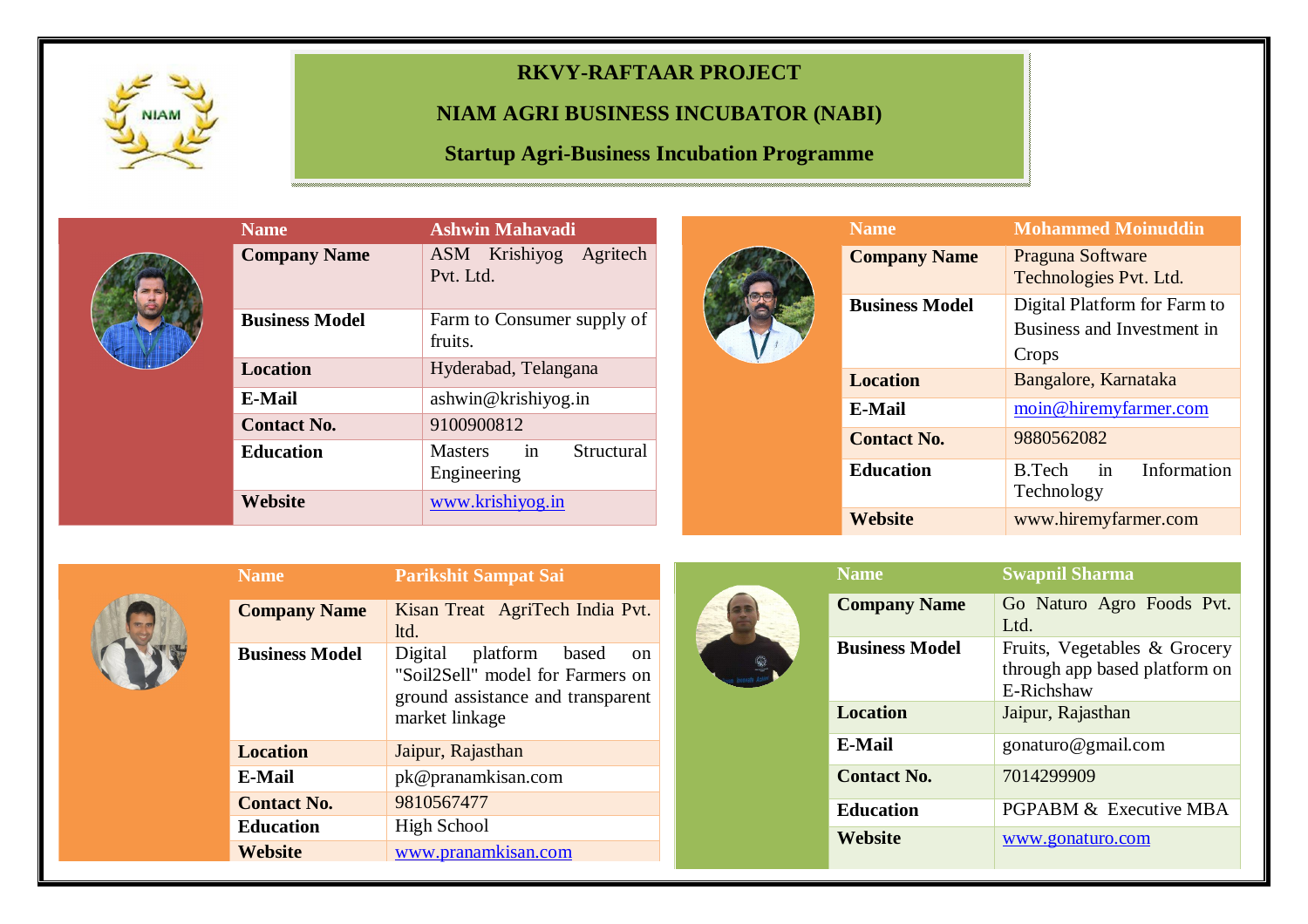# RKVY-RAFTAAR PROJECT

## NIAM AGRI BUSINESS INCUBATOR (NABI)

### Startup Agri-Business Incubation Programme

| Name | Ashwin Mahavadi |
|---|---|
| Company Name | ASM Krishiyog Agritech Pvt. Ltd. |
| Business Model | Farm to Consumer supply of fruits. |
| Location | Hyderabad, Telangana |
| E-Mail | ashwin@krishiyog.in |
| Contact No. | 9100900812 |
| Education | Masters in Structural Engineering |
| Website | www.krishiyog.in |

| Name | Mohammed Moinuddin |
|---|---|
| Company Name | Praguna Software Technologies Pvt. Ltd. |
| Business Model | Digital Platform for Farm to Business and Investment in Crops |
| Location | Bangalore, Karnataka |
| E-Mail | moin@hiremyfarmer.com |
| Contact No. | 9880562082 |
| Education | B.Tech in Information Technology |
| Website | www.hiremyfarmer.com |

| Name | Parikshit Sampat Sai |
|---|---|
| Company Name | Kisan Treat AgriTech India Pvt. ltd. |
| Business Model | Digital platform based on "Soil2Sell" model for Farmers on ground assistance and transparent market linkage |
| Location | Jaipur, Rajasthan |
| E-Mail | pk@pranamkisan.com |
| Contact No. | 9810567477 |
| Education | High School |
| Website | www.pranamkisan.com |

| Name | Swapnil Sharma |
|---|---|
| Company Name | Go Naturo Agro Foods Pvt. Ltd. |
| Business Model | Fruits, Vegetables & Grocery through app based platform on E-Richshaw |
| Location | Jaipur, Rajasthan |
| E-Mail | gonaturo@gmail.com |
| Contact No. | 7014299909 |
| Education | PGPABM & Executive MBA |
| Website | www.gonaturo.com |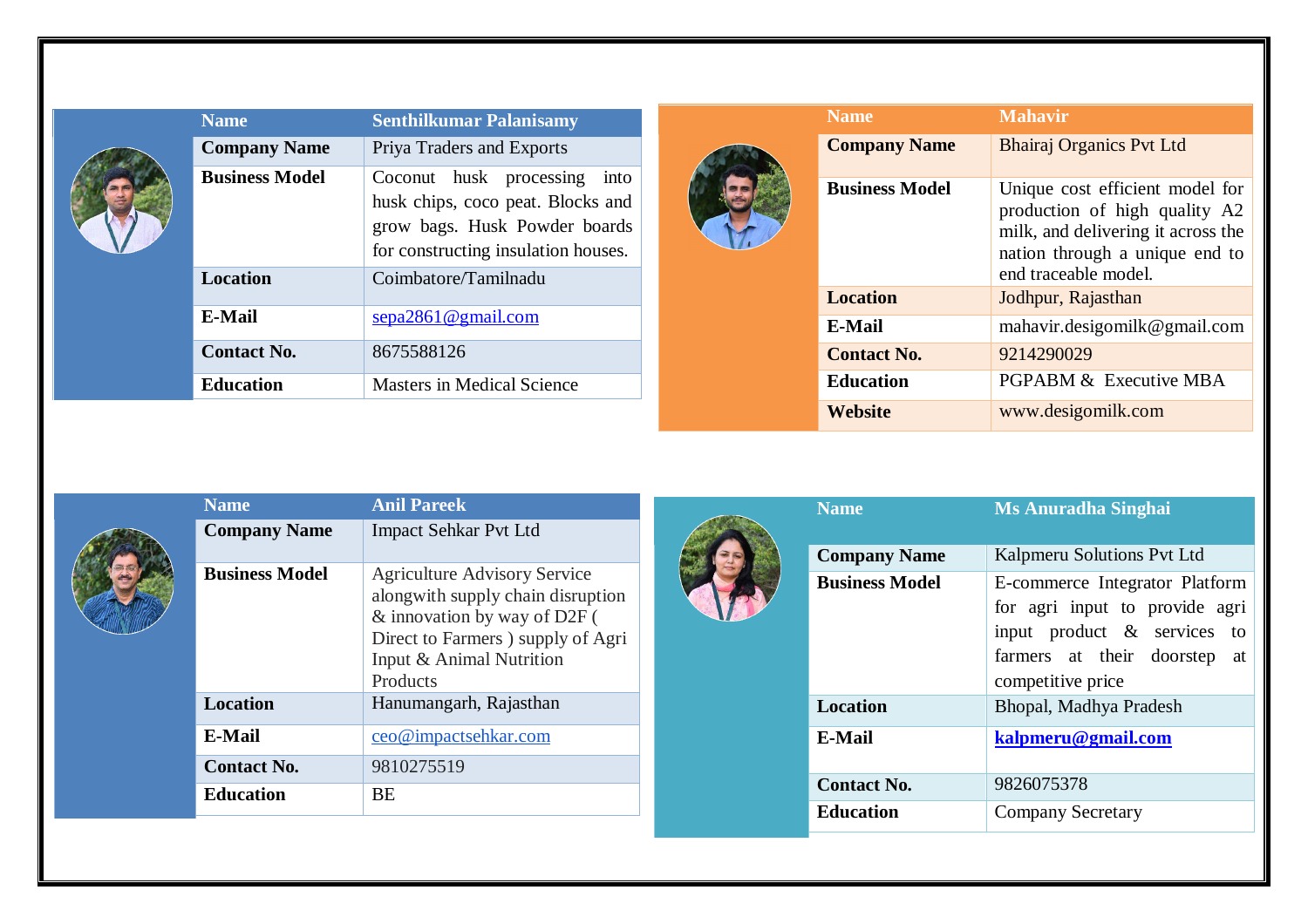| Name | Senthilkumar Palanisamy |
|---|---|
| Company Name | Priya Traders and Exports |
| Business Model | Coconut husk processing into husk chips, coco peat. Blocks and grow bags. Husk Powder boards for constructing insulation houses. |
| Location | Coimbatore/Tamilnadu |
| E-Mail | sepa2861@gmail.com |
| Contact No. | 8675588126 |
| Education | Masters in Medical Science |

| Name | Mahavir |
|---|---|
| Company Name | Bhairaj Organics Pvt Ltd |
| Business Model | Unique cost efficient model for production of high quality A2 milk, and delivering it across the nation through a unique end to end traceable model. |
| Location | Jodhpur, Rajasthan |
| E-Mail | mahavir.desigomilk@gmail.com |
| Contact No. | 9214290029 |
| Education | PGPABM & Executive MBA |
| Website | www.desigomilk.com |

| Name | Anil Pareek |
|---|---|
| Company Name | Impact Sehkar Pvt Ltd |
| Business Model | Agriculture Advisory Service alongwith supply chain disruption & innovation by way of D2F ( Direct to Farmers ) supply of Agri Input & Animal Nutrition Products |
| Location | Hanumangarh, Rajasthan |
| E-Mail | ceo@impactsehkar.com |
| Contact No. | 9810275519 |
| Education | BE |

| Name | Ms Anuradha Singhai |
|---|---|
| Company Name | Kalpmeru Solutions Pvt Ltd |
| Business Model | E-commerce Integrator Platform for agri input to provide agri input product & services to farmers at their doorstep at competitive price |
| Location | Bhopal, Madhya Pradesh |
| E-Mail | **kalpmeru@gmail.com** |
| Contact No. | 9826075378 |
| Education | Company Secretary |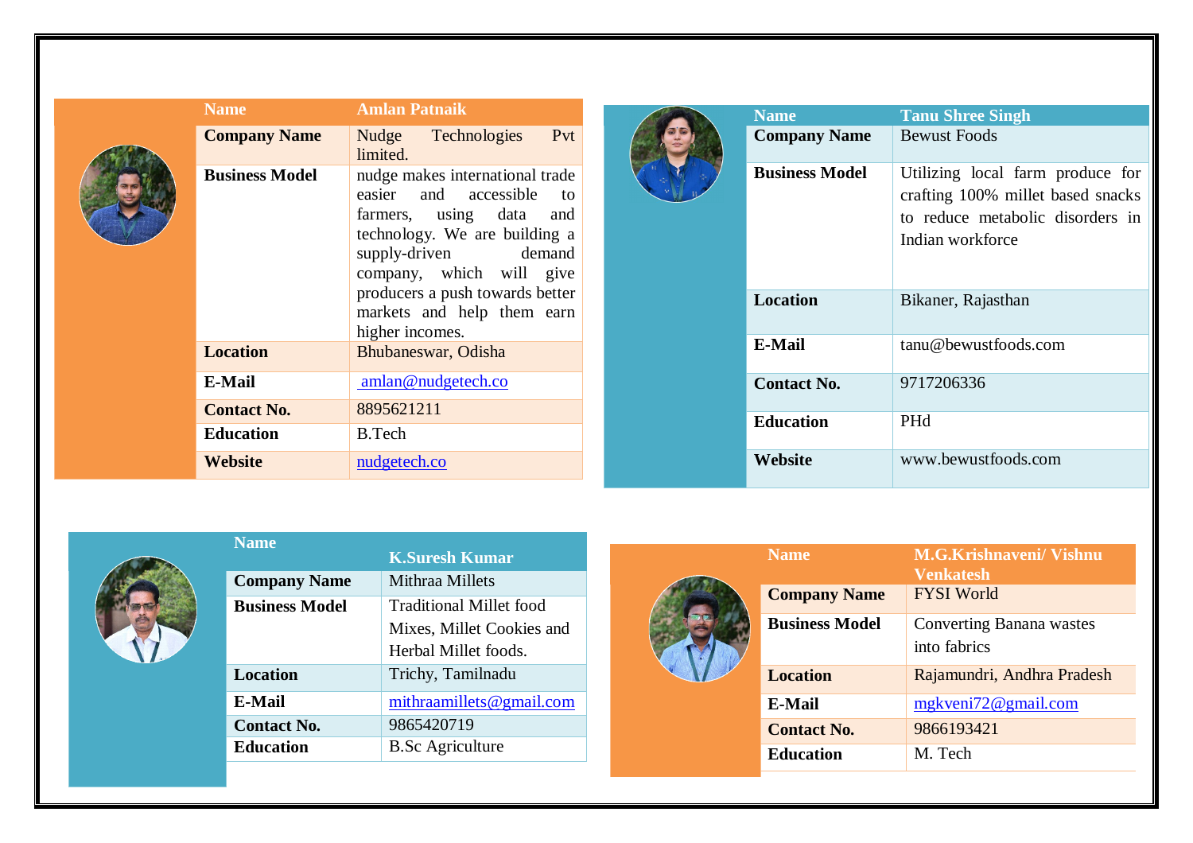| Name | Amlan Patnaik |
| --- | --- |
| Company Name | Nudge Technologies Pvt limited. |
| Business Model | nudge makes international trade easier and accessible to farmers, using data and technology. We are building a supply-driven demand company, which will give producers a push towards better markets and help them earn higher incomes. |
| Location | Bhubaneswar, Odisha |
| E-Mail | amlan@nudgetech.co |
| Contact No. | 8895621211 |
| Education | B.Tech |
| Website | nudgetech.co |

| Name | Tanu Shree Singh |
| --- | --- |
| Company Name | Bewust Foods |
| Business Model | Utilizing local farm produce for crafting 100% millet based snacks to reduce metabolic disorders in Indian workforce |
| Location | Bikaner, Rajasthan |
| E-Mail | tanu@bewustfoods.com |
| Contact No. | 9717206336 |
| Education | PHd |
| Website | www.bewustfoods.com |

| Name | K.Suresh Kumar |
| --- | --- |
| Company Name | Mithraa Millets |
| Business Model | Traditional Millet food Mixes, Millet Cookies and Herbal Millet foods. |
| Location | Trichy, Tamilnadu |
| E-Mail | mithraamillets@gmail.com |
| Contact No. | 9865420719 |
| Education | B.Sc Agriculture |

| Name | M.G.Krishnaveni/ Vishnu Venkatesh |
| --- | --- |
| Company Name | FYSI World |
| Business Model | Converting Banana wastes into fabrics |
| Location | Rajamundri, Andhra Pradesh |
| E-Mail | mgkveni72@gmail.com |
| Contact No. | 9866193421 |
| Education | M. Tech |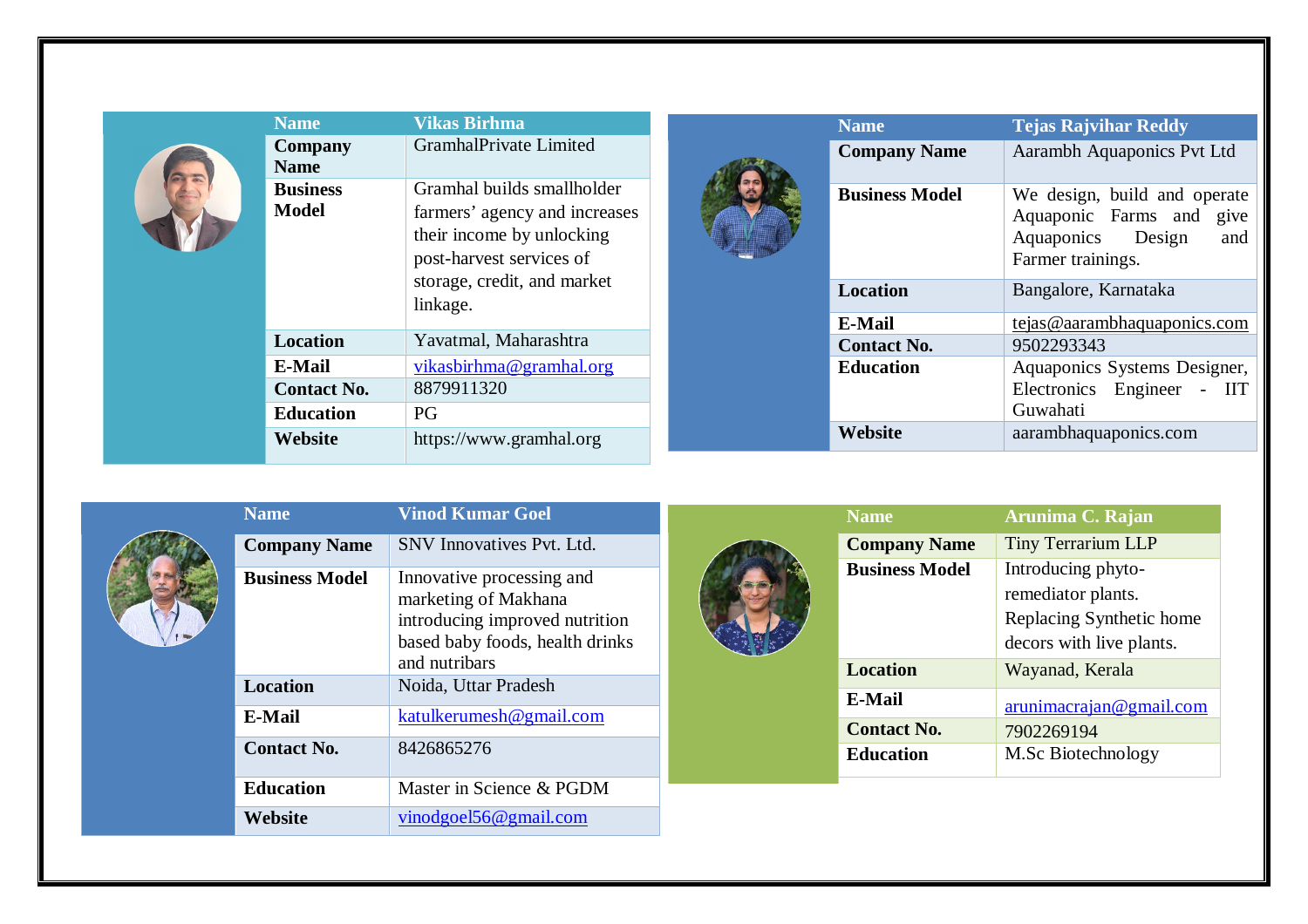| Name | Vikas Birhma |
|---|---|
| Company Name | GramhalPrivate Limited |
| Business Model | Gramhal builds smallholder farmers' agency and increases their income by unlocking post-harvest services of storage, credit, and market linkage. |
| Location | Yavatmal, Maharashtra |
| E-Mail | vikasbirhma@gramhal.org |
| Contact No. | 8879911320 |
| Education | PG |
| Website | https://www.gramhal.org |

| Name | Tejas Rajvihar Reddy |
|---|---|
| Company Name | Aarambh Aquaponics Pvt Ltd |
| Business Model | We design, build and operate Aquaponic Farms and give Aquaponics Design and Farmer trainings. |
| Location | Bangalore, Karnataka |
| E-Mail | tejas@aarambhaquaponics.com |
| Contact No. | 9502293343 |
| Education | Aquaponics Systems Designer, Electronics Engineer - IIT Guwahati |
| Website | aarambhaquaponics.com |

| Name | Vinod Kumar Goel |
|---|---|
| Company Name | SNV Innovatives Pvt. Ltd. |
| Business Model | Innovative processing and marketing of Makhana introducing improved nutrition based baby foods, health drinks and nutribars |
| Location | Noida, Uttar Pradesh |
| E-Mail | katulkerumesh@gmail.com |
| Contact No. | 8426865276 |
| Education | Master in Science & PGDM |
| Website | vinodgoel56@gmail.com |

| Name | Arunima C. Rajan |
|---|---|
| Company Name | Tiny Terrarium LLP |
| Business Model | Introducing phyto-remediator plants. Replacing Synthetic home decors with live plants. |
| Location | Wayanad, Kerala |
| E-Mail | arunimacrajan@gmail.com |
| Contact No. | 7902269194 |
| Education | M.Sc Biotechnology |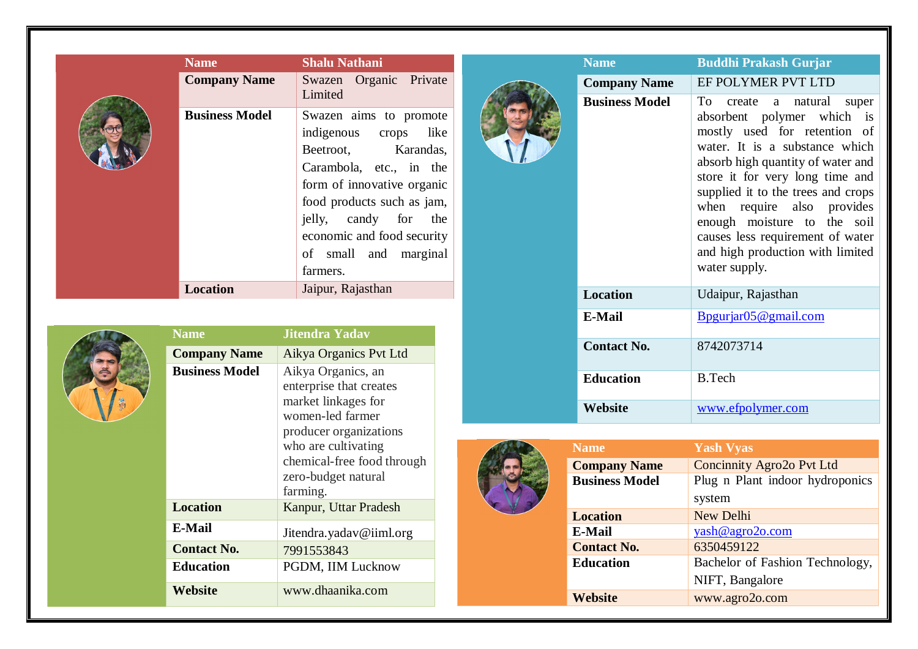| Name | Shalu Nathani |
|---|---|
| **Company Name** | Swazen Organic Private Limited |
| **Business Model** | Swazen aims to promote indigenous crops like Beetroot, Karandas, Carambola, etc., in the form of innovative organic food products such as jam, jelly, candy for the economic and food security of small and marginal farmers. |
| **Location** | Jaipur, Rajasthan |

| Name | Buddhi Prakash Gurjar |
|---|---|
| **Company Name** | EF POLYMER PVT LTD |
| **Business Model** | To create a natural super absorbent polymer which is mostly used for retention of water. It is a substance which absorb high quantity of water and store it for very long time and supplied it to the trees and crops when require also provides enough moisture to the soil causes less requirement of water and high production with limited water supply. |
| **Location** | Udaipur, Rajasthan |
| **E-Mail** | Bpgurjar05@gmail.com |
| **Contact No.** | 8742073714 |
| **Education** | B.Tech |
| **Website** | www.efpolymer.com |

| Name | Jitendra Yadav |
|---|---|
| **Company Name** | Aikya Organics Pvt Ltd |
| **Business Model** | Aikya Organics, an enterprise that creates market linkages for women-led farmer producer organizations who are cultivating chemical-free food through zero-budget natural farming. |
| **Location** | Kanpur, Uttar Pradesh |
| **E-Mail** | Jitendra.yadav@iiml.org |
| **Contact No.** | 7991553843 |
| **Education** | PGDM, IIM Lucknow |
| **Website** | www.dhaanika.com |

| Name | Yash Vyas |
|---|---|
| **Company Name** | Concinnity Agro2o Pvt Ltd |
| **Business Model** | Plug n Plant indoor hydroponics system |
| **Location** | New Delhi |
| **E-Mail** | yash@agro2o.com |
| **Contact No.** | 6350459122 |
| **Education** | Bachelor of Fashion Technology, NIFT, Bangalore |
| **Website** | www.agro2o.com |